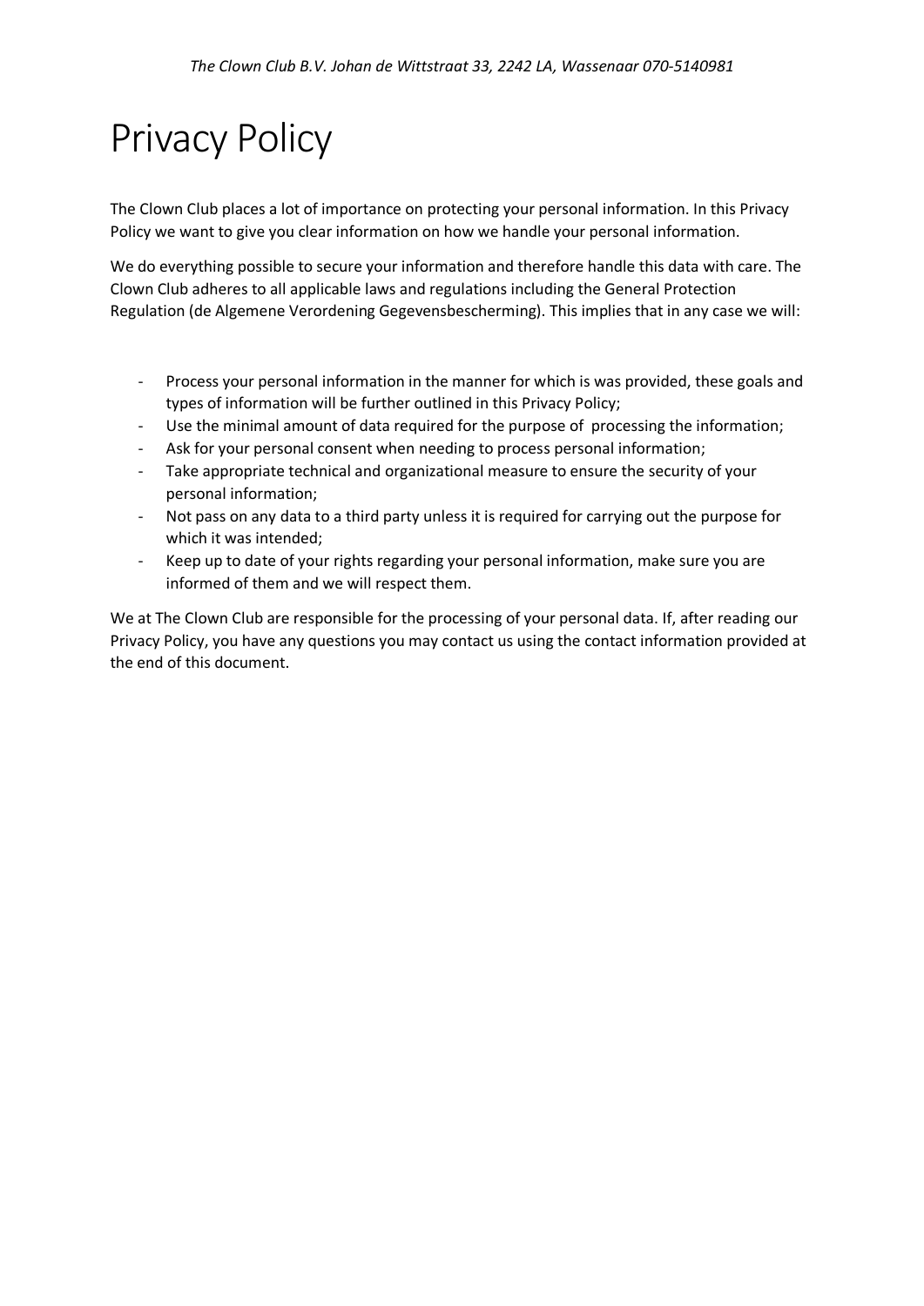*The Clown Club B.V. Johan de Wittstraat 33, 2242 LA, Wassenaar 070-5140981*

# Privacy Policy

The Clown Club places a lot of importance on protecting your personal information. In this Privacy Policy we want to give you clear information on how we handle your personal information.

We do everything possible to secure your information and therefore handle this data with care. The Clown Club adheres to all applicable laws and regulations including the General Protection Regulation (de Algemene Verordening Gegevensbescherming). This implies that in any case we will:

- Process your personal information in the manner for which is was provided, these goals and types of information will be further outlined in this Privacy Policy;
- Use the minimal amount of data required for the purpose of processing the information;
- Ask for your personal consent when needing to process personal information;
- Take appropriate technical and organizational measure to ensure the security of your personal information;
- Not pass on any data to a third party unless it is required for carrying out the purpose for which it was intended;
- Keep up to date of your rights regarding your personal information, make sure you are informed of them and we will respect them.

We at The Clown Club are responsible for the processing of your personal data. If, after reading our Privacy Policy, you have any questions you may contact us using the contact information provided at the end of this document.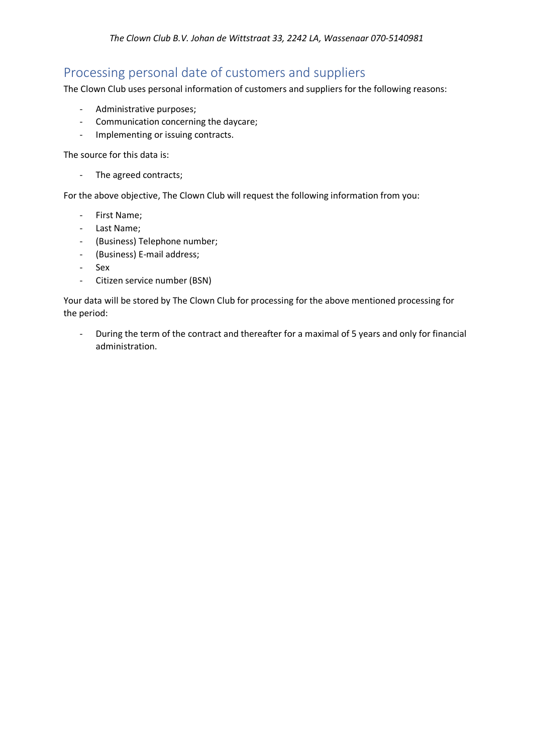## Processing personal date of customers and suppliers

The Clown Club uses personal information of customers and suppliers for the following reasons:

- Administrative purposes;
- Communication concerning the daycare;
- Implementing or issuing contracts.

The source for this data is:

- The agreed contracts;

For the above objective, The Clown Club will request the following information from you:

- First Name;
- Last Name;
- (Business) Telephone number;
- (Business) E-mail address;
- Sex
- Citizen service number (BSN)

Your data will be stored by The Clown Club for processing for the above mentioned processing for the period:

- During the term of the contract and thereafter for a maximal of 5 years and only for financial administration.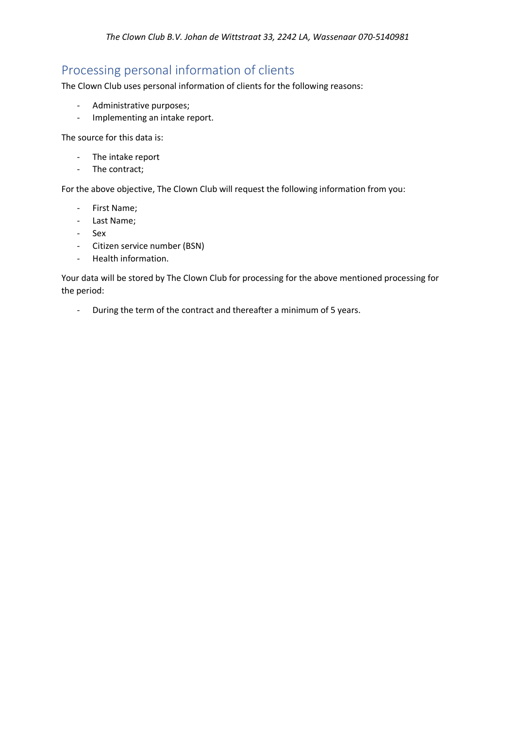## Processing personal information of clients

The Clown Club uses personal information of clients for the following reasons:

- Administrative purposes;
- Implementing an intake report.

The source for this data is:

- The intake report
- The contract;

For the above objective, The Clown Club will request the following information from you:

- First Name;
- Last Name;
- Sex
- Citizen service number (BSN)
- Health information.

Your data will be stored by The Clown Club for processing for the above mentioned processing for the period:

- During the term of the contract and thereafter a minimum of 5 years.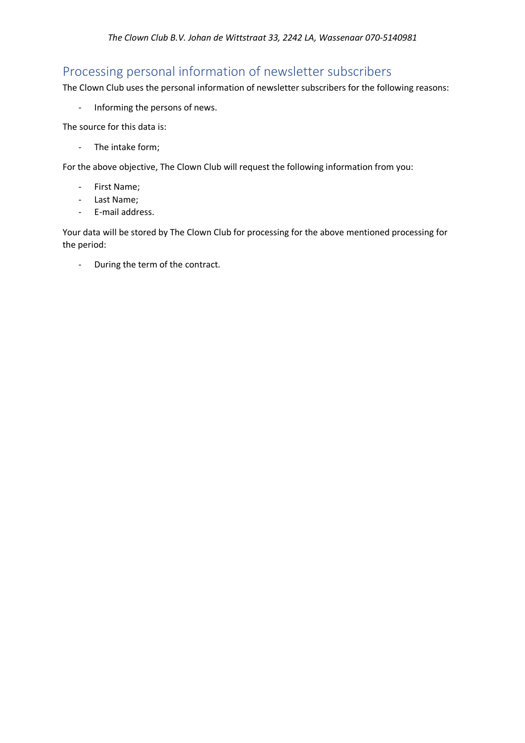## Processing personal information of newsletter subscribers

The Clown Club uses the personal information of newsletter subscribers for the following reasons:

- Informing the persons of news.

The source for this data is:

- The intake form;

For the above objective, The Clown Club will request the following information from you:

- First Name;
- Last Name;
- E-mail address.

Your data will be stored by The Clown Club for processing for the above mentioned processing for the period:

- During the term of the contract.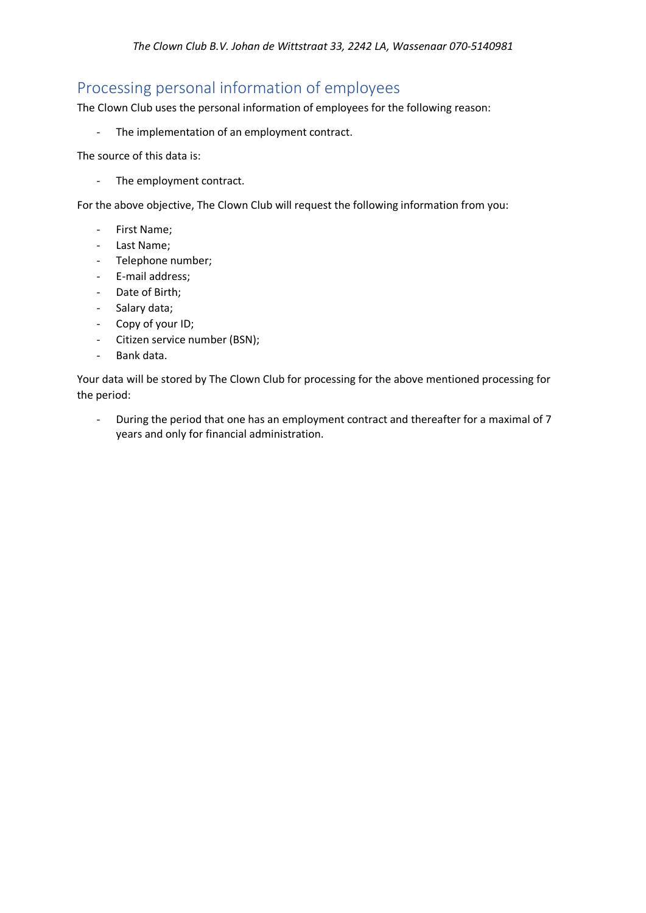## Processing personal information of employees

The Clown Club uses the personal information of employees for the following reason:

- The implementation of an employment contract.

The source of this data is:

- The employment contract.

For the above objective, The Clown Club will request the following information from you:

- First Name;
- Last Name;
- Telephone number;
- E-mail address;
- Date of Birth;
- Salary data;
- Copy of your ID;
- Citizen service number (BSN);
- Bank data.

Your data will be stored by The Clown Club for processing for the above mentioned processing for the period:

- During the period that one has an employment contract and thereafter for a maximal of 7 years and only for financial administration.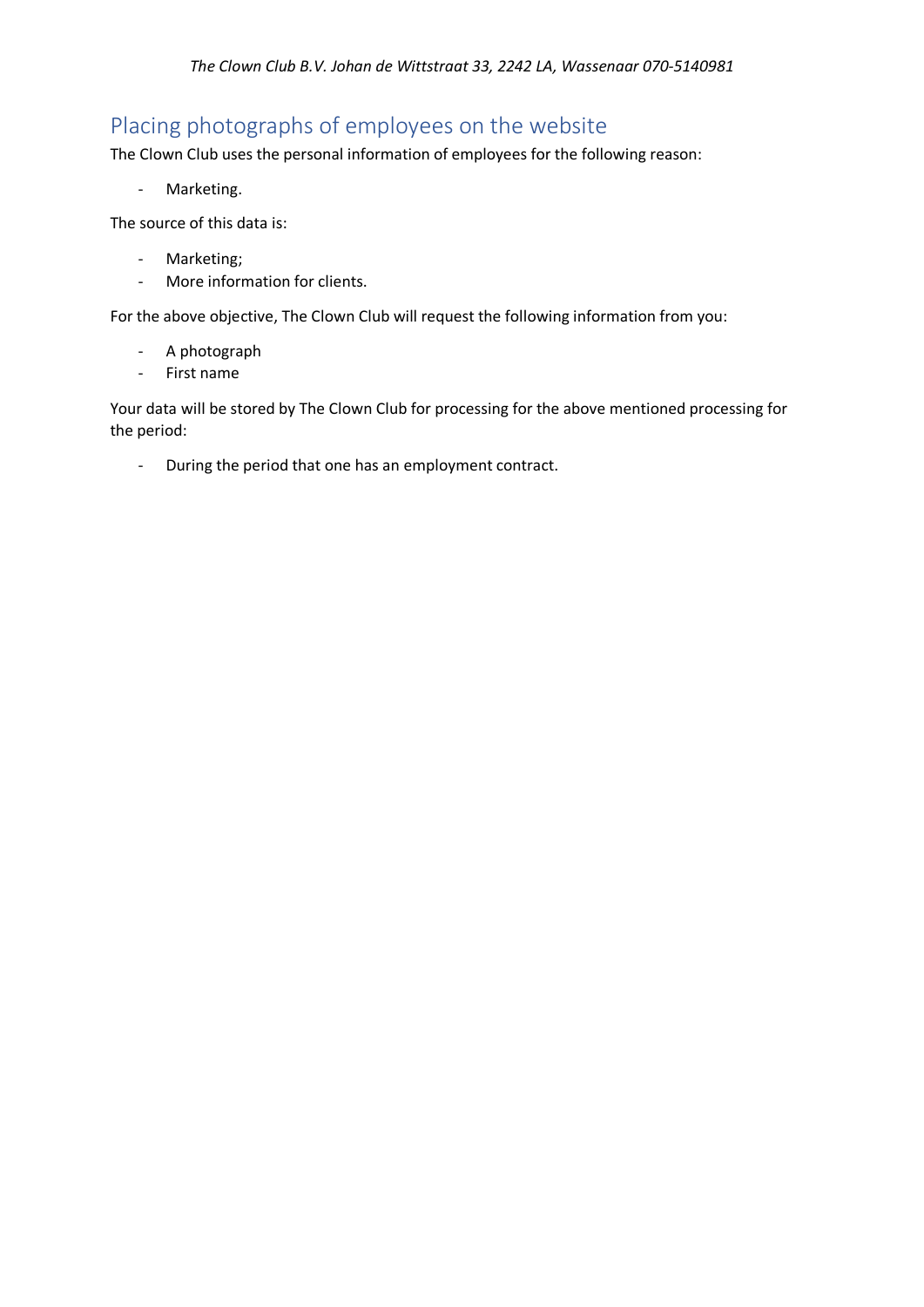## Placing photographs of employees on the website

The Clown Club uses the personal information of employees for the following reason:

- Marketing.

The source of this data is:

- Marketing;
- More information for clients.

For the above objective, The Clown Club will request the following information from you:

- A photograph
- First name

Your data will be stored by The Clown Club for processing for the above mentioned processing for the period:

- During the period that one has an employment contract.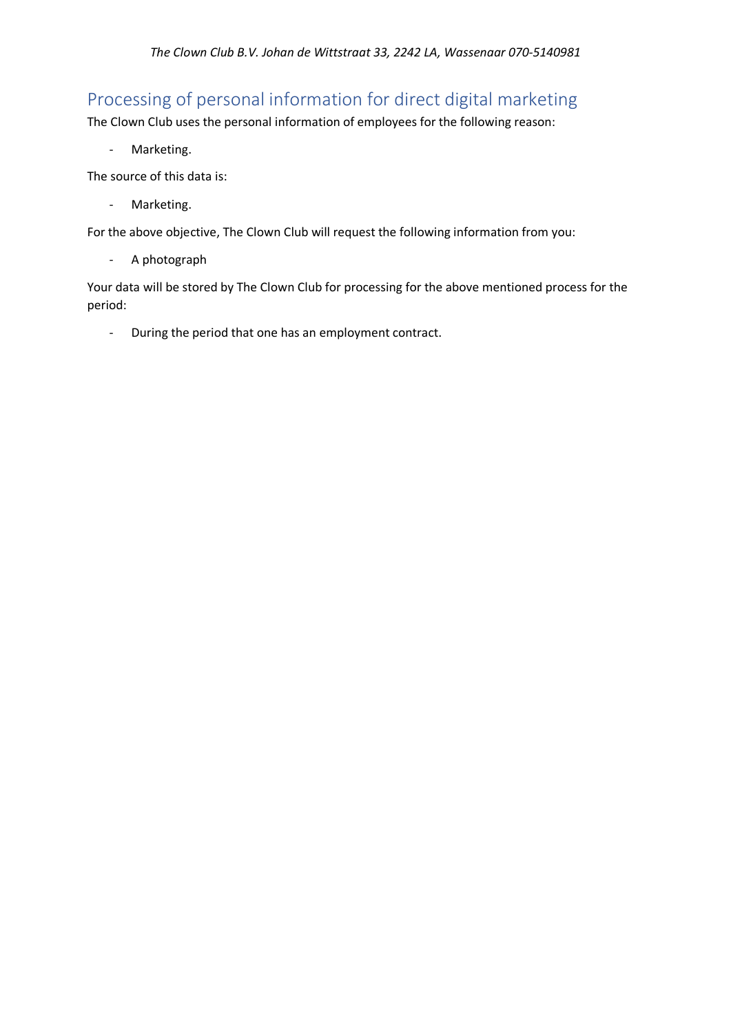## Processing of personal information for direct digital marketing

The Clown Club uses the personal information of employees for the following reason:

- Marketing.

The source of this data is:

- Marketing.

For the above objective, The Clown Club will request the following information from you:

- A photograph

Your data will be stored by The Clown Club for processing for the above mentioned process for the period:

- During the period that one has an employment contract.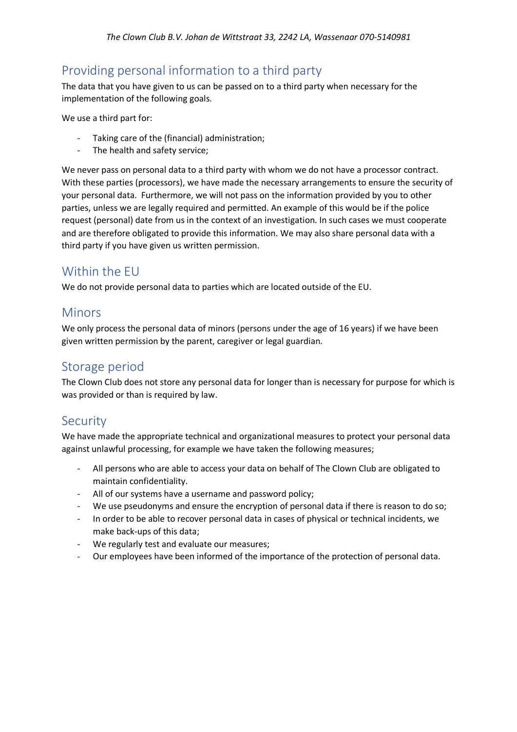## Providing personal information to a third party

The data that you have given to us can be passed on to a third party when necessary for the implementation of the following goals.

We use a third part for:

- Taking care of the (financial) administration;
- The health and safety service;

We never pass on personal data to a third party with whom we do not have a processor contract. With these parties (processors), we have made the necessary arrangements to ensure the security of your personal data. Furthermore, we will not pass on the information provided by you to other parties, unless we are legally required and permitted. An example of this would be if the police request (personal) date from us in the context of an investigation. In such cases we must cooperate and are therefore obligated to provide this information. We may also share personal data with a third party if you have given us written permission.

## Within the EU

We do not provide personal data to parties which are located outside of the EU.

## Minors

We only process the personal data of minors (persons under the age of 16 years) if we have been given written permission by the parent, caregiver or legal guardian.

## Storage period

The Clown Club does not store any personal data for longer than is necessary for purpose for which is was provided or than is required by law.

## Security

We have made the appropriate technical and organizational measures to protect your personal data against unlawful processing, for example we have taken the following measures;

- All persons who are able to access your data on behalf of The Clown Club are obligated to maintain confidentiality.
- All of our systems have a username and password policy;
- We use pseudonyms and ensure the encryption of personal data if there is reason to do so;
- In order to be able to recover personal data in cases of physical or technical incidents, we make back-ups of this data;
- We regularly test and evaluate our measures;
- Our employees have been informed of the importance of the protection of personal data.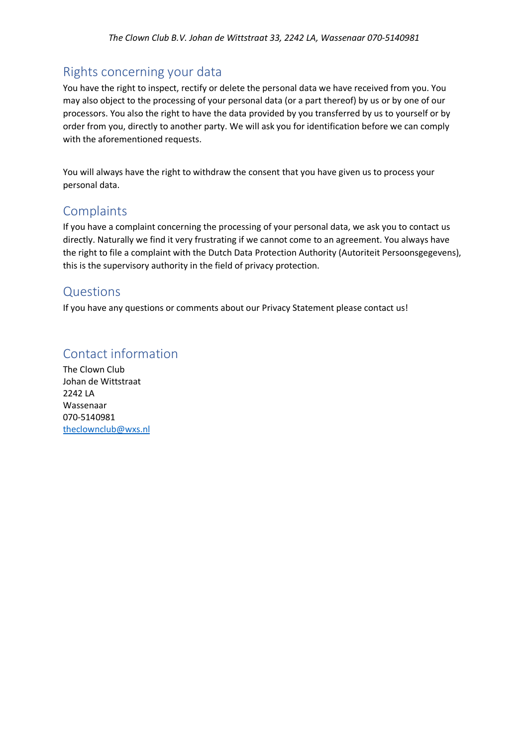## Rights concerning your data

You have the right to inspect, rectify or delete the personal data we have received from you. You may also object to the processing of your personal data (or a part thereof) by us or by one of our processors. You also the right to have the data provided by you transferred by us to yourself or by order from you, directly to another party. We will ask you for identification before we can comply with the aforementioned requests.

You will always have the right to withdraw the consent that you have given us to process your personal data.

## Complaints

If you have a complaint concerning the processing of your personal data, we ask you to contact us directly. Naturally we find it very frustrating if we cannot come to an agreement. You always have the right to file a complaint with the Dutch Data Protection Authority (Autoriteit Persoonsgegevens), this is the supervisory authority in the field of privacy protection.

## Questions

If you have any questions or comments about our Privacy Statement please contact us!

## Contact information

The Clown Club
Johan de Wittstraat
2242 LA
Wassenaar
070-5140981
theclownclub@wxs.nl